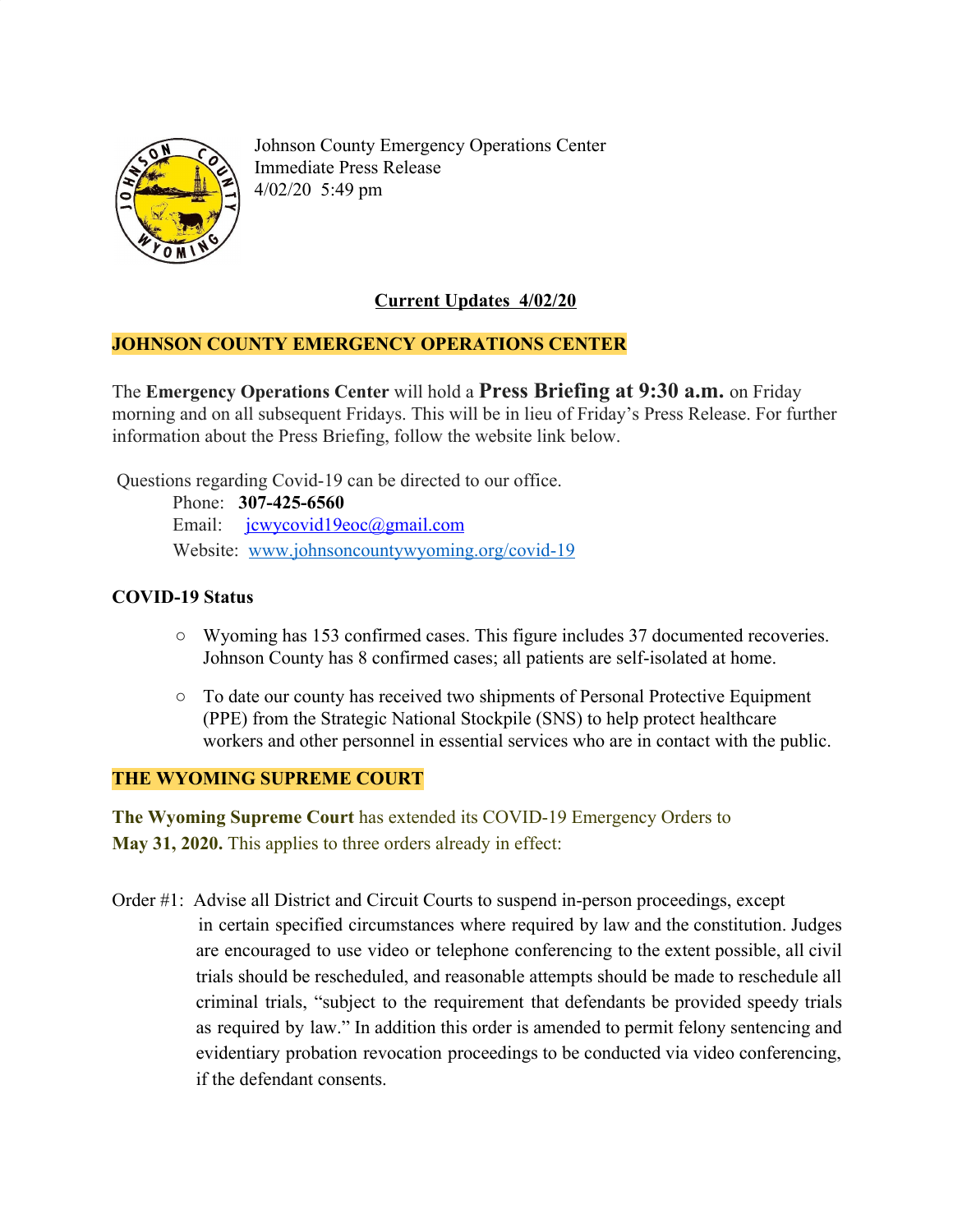Johnson County Emergency Operations Center
Immediate Press Release
4/02/20 5:49 pm

## Current Updates 4/02/20

### JOHNSON COUNTY EMERGENCY OPERATIONS CENTER

The **Emergency Operations Center** will hold a **Press Briefing at 9:30 a.m.** on Friday morning and on all subsequent Fridays. This will be in lieu of Friday's Press Release. For further information about the Press Briefing, follow the website link below.

Questions regarding Covid-19 can be directed to our office.

Phone: **307-425-6560**
Email: jcwycovid19eoc@gmail.com
Website: www.johnsoncountywyoming.org/covid-19

**COVID-19 Status**

- Wyoming has 153 confirmed cases. This figure includes 37 documented recoveries. Johnson County has 8 confirmed cases; all patients are self-isolated at home.
- To date our county has received two shipments of Personal Protective Equipment (PPE) from the Strategic National Stockpile (SNS) to help protect healthcare workers and other personnel in essential services who are in contact with the public.

### THE WYOMING SUPREME COURT

**The Wyoming Supreme Court** has extended its COVID-19 Emergency Orders to **May 31, 2020.** This applies to three orders already in effect:

Order #1: Advise all District and Circuit Courts to suspend in-person proceedings, except in certain specified circumstances where required by law and the constitution. Judges are encouraged to use video or telephone conferencing to the extent possible, all civil trials should be rescheduled, and reasonable attempts should be made to reschedule all criminal trials, "subject to the requirement that defendants be provided speedy trials as required by law." In addition this order is amended to permit felony sentencing and evidentiary probation revocation proceedings to be conducted via video conferencing, if the defendant consents.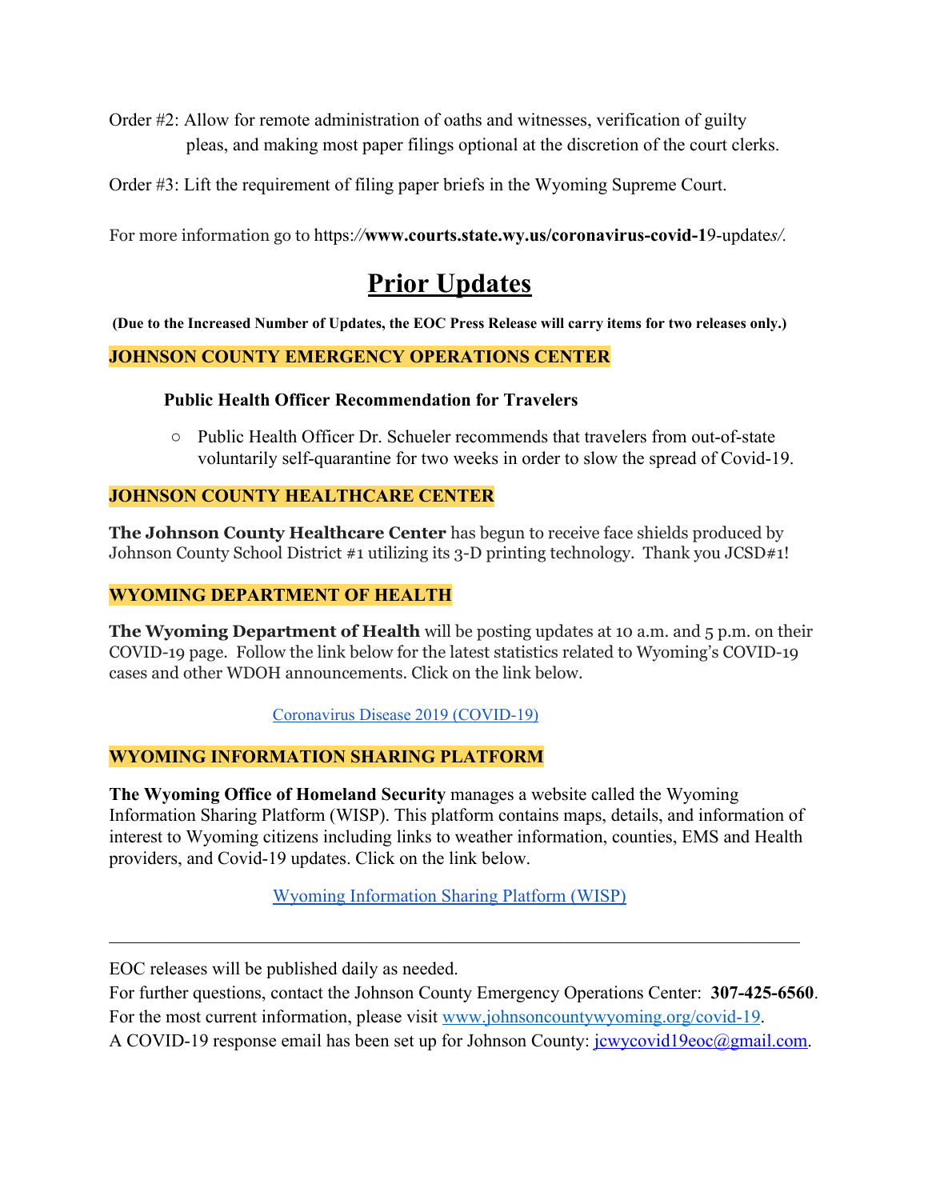Order #2: Allow for remote administration of oaths and witnesses, verification of guilty pleas, and making most paper filings optional at the discretion of the court clerks.

Order #3: Lift the requirement of filing paper briefs in the Wyoming Supreme Court.

For more information go to https://**www.courts.state.wy.us/coronavirus-covid-1**9-update*s/.*

# Prior Updates

**(Due to the Increased Number of Updates, the EOC Press Release will carry items for two releases only.)**

## JOHNSON COUNTY EMERGENCY OPERATIONS CENTER

**Public Health Officer Recommendation for Travelers**

- Public Health Officer Dr. Schueler recommends that travelers from out-of-state voluntarily self-quarantine for two weeks in order to slow the spread of Covid-19.

## JOHNSON COUNTY HEALTHCARE CENTER

**The Johnson County Healthcare Center** has begun to receive face shields produced by Johnson County School District #1 utilizing its 3-D printing technology. Thank you JCSD#1!

## WYOMING DEPARTMENT OF HEALTH

**The Wyoming Department of Health** will be posting updates at 10 a.m. and 5 p.m. on their COVID-19 page. Follow the link below for the latest statistics related to Wyoming's COVID-19 cases and other WDOH announcements. Click on the link below.

Coronavirus Disease 2019 (COVID-19)

## WYOMING INFORMATION SHARING PLATFORM

**The Wyoming Office of Homeland Security** manages a website called the Wyoming Information Sharing Platform (WISP). This platform contains maps, details, and information of interest to Wyoming citizens including links to weather information, counties, EMS and Health providers, and Covid-19 updates. Click on the link below.

Wyoming Information Sharing Platform (WISP)

---

EOC releases will be published daily as needed.
For further questions, contact the Johnson County Emergency Operations Center: **307-425-6560**.
For the most current information, please visit www.johnsoncountywyoming.org/covid-19.
A COVID-19 response email has been set up for Johnson County: jcwycovid19eoc@gmail.com.